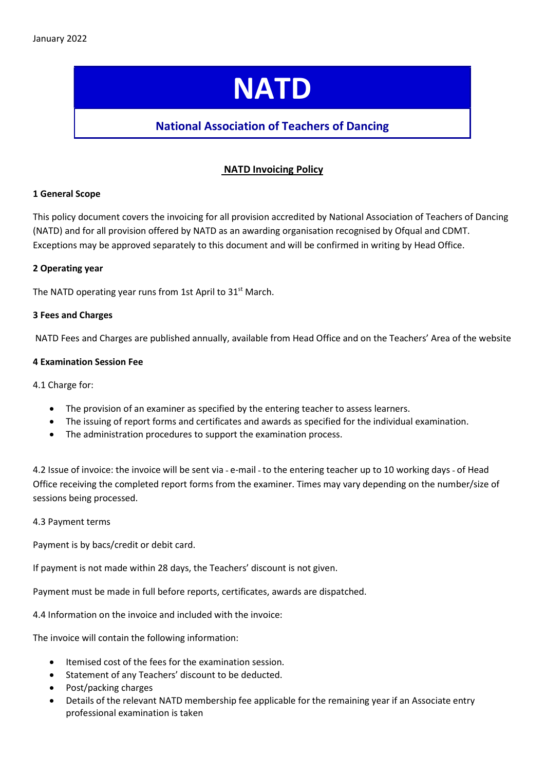January 2022

# NATD

## National Association of Teachers of Dancing

### NATD Invoicing Policy

**1 General Scope**

This policy document covers the invoicing for all provision accredited by National Association of Teachers of Dancing (NATD) and for all provision offered by NATD as an awarding organisation recognised by Ofqual and CDMT. Exceptions may be approved separately to this document and will be confirmed in writing by Head Office.

**2 Operating year**

The NATD operating year runs from 1st April to 31st March.

**3 Fees and Charges**

NATD Fees and Charges are published annually, available from Head Office and on the Teachers' Area of the website

**4 Examination Session Fee**

4.1 Charge for:

- The provision of an examiner as specified by the entering teacher to assess learners.
- The issuing of report forms and certificates and awards as specified for the individual examination.
- The administration procedures to support the examination process.

4.2 Issue of invoice: the invoice will be sent via - e-mail - to the entering teacher up to 10 working days - of Head Office receiving the completed report forms from the examiner. Times may vary depending on the number/size of sessions being processed.

4.3 Payment terms

Payment is by bacs/credit or debit card.

If payment is not made within 28 days, the Teachers' discount is not given.

Payment must be made in full before reports, certificates, awards are dispatched.

4.4 Information on the invoice and included with the invoice:

The invoice will contain the following information:

- Itemised cost of the fees for the examination session.
- Statement of any Teachers' discount to be deducted.
- Post/packing charges
- Details of the relevant NATD membership fee applicable for the remaining year if an Associate entry professional examination is taken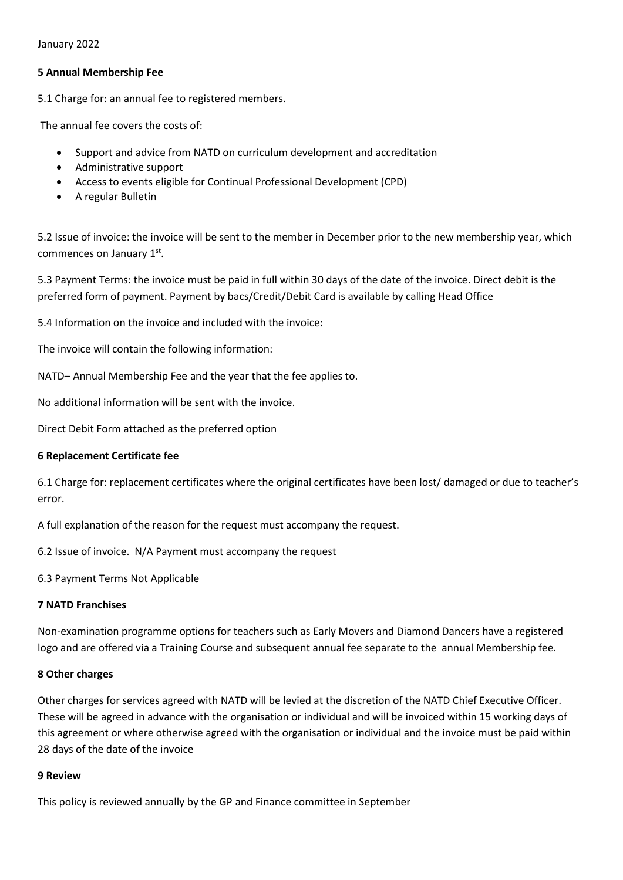January 2022

**5 Annual Membership Fee**

5.1 Charge for: an annual fee to registered members.

The annual fee covers the costs of:

- Support and advice from NATD on curriculum development and accreditation
- Administrative support
- Access to events eligible for Continual Professional Development (CPD)
- A regular Bulletin

5.2 Issue of invoice: the invoice will be sent to the member in December prior to the new membership year, which commences on January 1st.

5.3 Payment Terms: the invoice must be paid in full within 30 days of the date of the invoice. Direct debit is the preferred form of payment. Payment by bacs/Credit/Debit Card is available by calling Head Office

5.4 Information on the invoice and included with the invoice:

The invoice will contain the following information:

NATD– Annual Membership Fee and the year that the fee applies to.

No additional information will be sent with the invoice.

Direct Debit Form attached as the preferred option

**6 Replacement Certificate fee**

6.1 Charge for: replacement certificates where the original certificates have been lost/ damaged or due to teacher's error.

A full explanation of the reason for the request must accompany the request.

6.2 Issue of invoice. N/A Payment must accompany the request

6.3 Payment Terms Not Applicable

**7 NATD Franchises**

Non-examination programme options for teachers such as Early Movers and Diamond Dancers have a registered logo and are offered via a Training Course and subsequent annual fee separate to the annual Membership fee.

**8 Other charges**

Other charges for services agreed with NATD will be levied at the discretion of the NATD Chief Executive Officer. These will be agreed in advance with the organisation or individual and will be invoiced within 15 working days of this agreement or where otherwise agreed with the organisation or individual and the invoice must be paid within 28 days of the date of the invoice

**9 Review**

This policy is reviewed annually by the GP and Finance committee in September